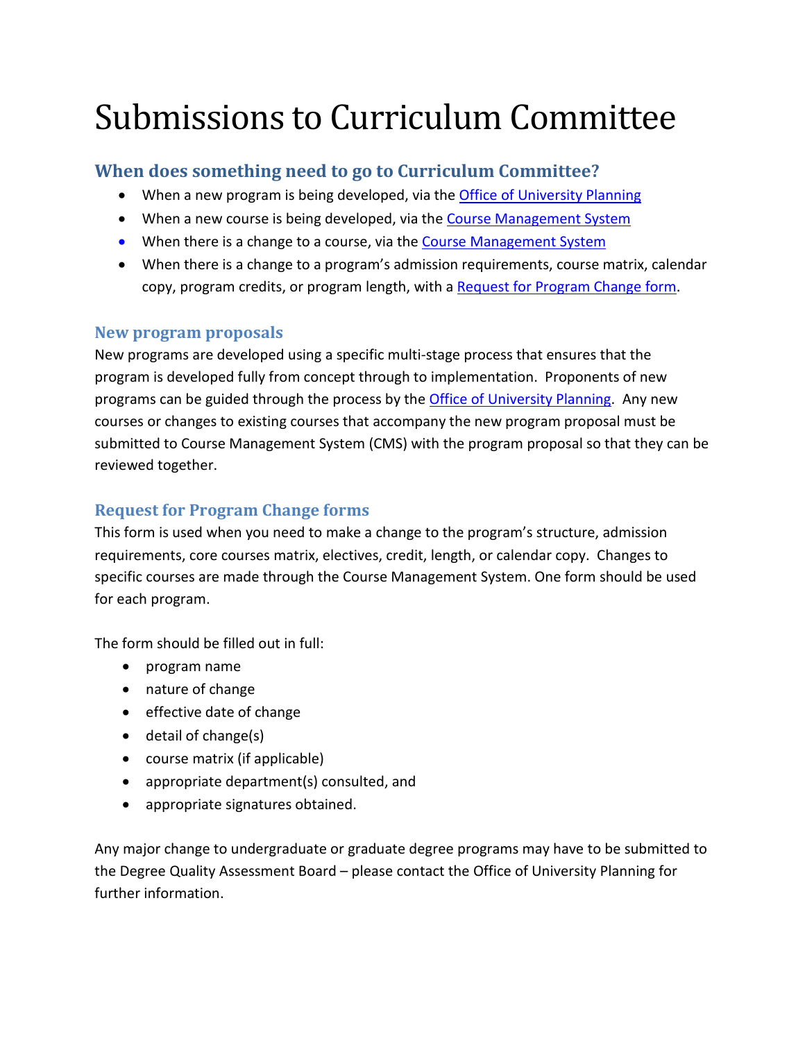# Submissions to Curriculum Committee

## When does something need to go to Curriculum Committee?

- When a new program is being developed, via the Office of University Planning
- When a new course is being developed, via the Course Management System
- When there is a change to a course, via the Course Management System
- When there is a change to a program's admission requirements, course matrix, calendar copy, program credits, or program length, with a Request for Program Change form.

### New program proposals

New programs are developed using a specific multi-stage process that ensures that the program is developed fully from concept through to implementation. Proponents of new programs can be guided through the process by the Office of University Planning. Any new courses or changes to existing courses that accompany the new program proposal must be submitted to Course Management System (CMS) with the program proposal so that they can be reviewed together.

### Request for Program Change forms

This form is used when you need to make a change to the program's structure, admission requirements, core courses matrix, electives, credit, length, or calendar copy. Changes to specific courses are made through the Course Management System. One form should be used for each program.

The form should be filled out in full:

- program name
- nature of change
- effective date of change
- detail of change(s)
- course matrix (if applicable)
- appropriate department(s) consulted, and
- appropriate signatures obtained.

Any major change to undergraduate or graduate degree programs may have to be submitted to the Degree Quality Assessment Board – please contact the Office of University Planning for further information.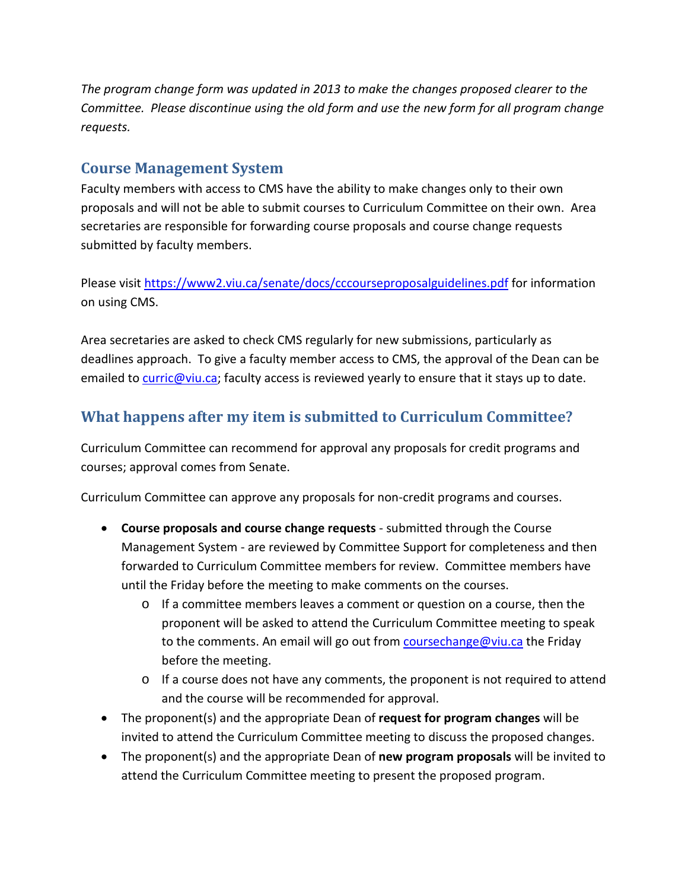*The program change form was updated in 2013 to make the changes proposed clearer to the Committee. Please discontinue using the old form and use the new form for all program change requests.*

## Course Management System

Faculty members with access to CMS have the ability to make changes only to their own proposals and will not be able to submit courses to Curriculum Committee on their own. Area secretaries are responsible for forwarding course proposals and course change requests submitted by faculty members.

Please visit [https://www2.viu.ca/senate/docs/cccourseproposalguidelines.pdf](https://www2.viu.ca/senate/docs/cccourseproposalguidelines.pdf) for information on using CMS.

Area secretaries are asked to check CMS regularly for new submissions, particularly as deadlines approach. To give a faculty member access to CMS, the approval of the Dean can be emailed to [curric@viu.ca](mailto:curric@viu.ca); faculty access is reviewed yearly to ensure that it stays up to date.

## What happens after my item is submitted to Curriculum Committee?

Curriculum Committee can recommend for approval any proposals for credit programs and courses; approval comes from Senate.

Curriculum Committee can approve any proposals for non-credit programs and courses.

- **Course proposals and course change requests** - submitted through the Course Management System - are reviewed by Committee Support for completeness and then forwarded to Curriculum Committee members for review. Committee members have until the Friday before the meeting to make comments on the courses.
  - If a committee members leaves a comment or question on a course, then the proponent will be asked to attend the Curriculum Committee meeting to speak to the comments. An email will go out from [coursechange@viu.ca](mailto:coursechange@viu.ca) the Friday before the meeting.
  - If a course does not have any comments, the proponent is not required to attend and the course will be recommended for approval.
- The proponent(s) and the appropriate Dean of **request for program changes** will be invited to attend the Curriculum Committee meeting to discuss the proposed changes.
- The proponent(s) and the appropriate Dean of **new program proposals** will be invited to attend the Curriculum Committee meeting to present the proposed program.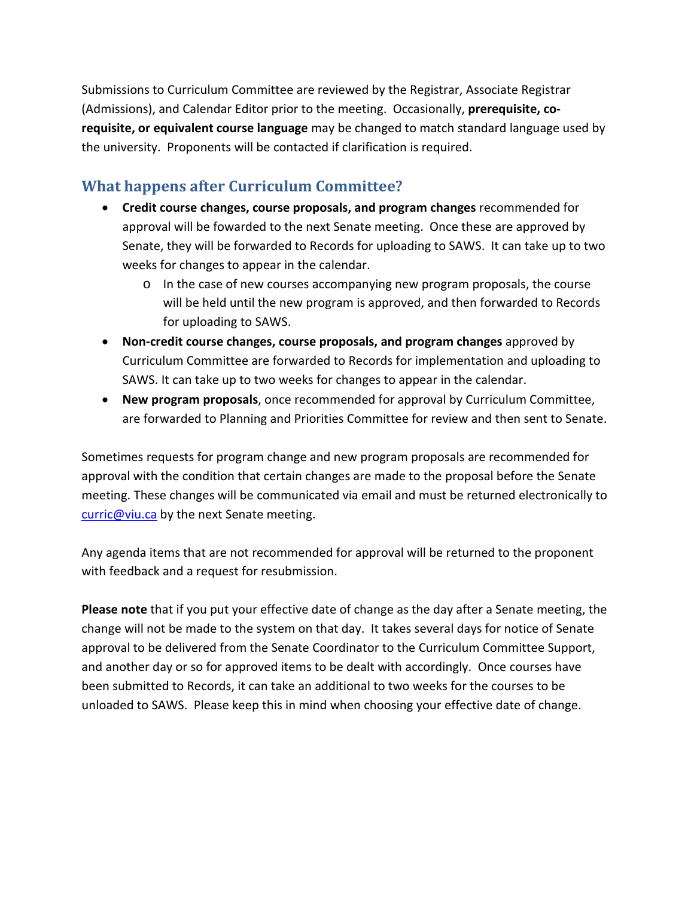Submissions to Curriculum Committee are reviewed by the Registrar, Associate Registrar (Admissions), and Calendar Editor prior to the meeting. Occasionally, **prerequisite, co-requisite, or equivalent course language** may be changed to match standard language used by the university. Proponents will be contacted if clarification is required.

## What happens after Curriculum Committee?

- **Credit course changes, course proposals, and program changes** recommended for approval will be fowarded to the next Senate meeting. Once these are approved by Senate, they will be forwarded to Records for uploading to SAWS. It can take up to two weeks for changes to appear in the calendar.
  - In the case of new courses accompanying new program proposals, the course will be held until the new program is approved, and then forwarded to Records for uploading to SAWS.
- **Non-credit course changes, course proposals, and program changes** approved by Curriculum Committee are forwarded to Records for implementation and uploading to SAWS. It can take up to two weeks for changes to appear in the calendar.
- **New program proposals**, once recommended for approval by Curriculum Committee, are forwarded to Planning and Priorities Committee for review and then sent to Senate.

Sometimes requests for program change and new program proposals are recommended for approval with the condition that certain changes are made to the proposal before the Senate meeting. These changes will be communicated via email and must be returned electronically to [curric@viu.ca](mailto:curric@viu.ca) by the next Senate meeting.

Any agenda items that are not recommended for approval will be returned to the proponent with feedback and a request for resubmission.

**Please note** that if you put your effective date of change as the day after a Senate meeting, the change will not be made to the system on that day. It takes several days for notice of Senate approval to be delivered from the Senate Coordinator to the Curriculum Committee Support, and another day or so for approved items to be dealt with accordingly. Once courses have been submitted to Records, it can take an additional to two weeks for the courses to be unloaded to SAWS. Please keep this in mind when choosing your effective date of change.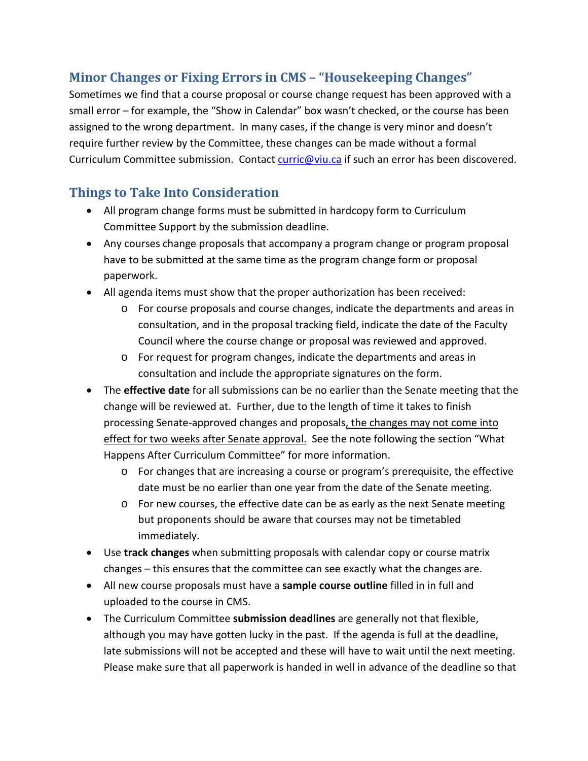## Minor Changes or Fixing Errors in CMS – "Housekeeping Changes"

Sometimes we find that a course proposal or course change request has been approved with a small error – for example, the "Show in Calendar" box wasn't checked, or the course has been assigned to the wrong department. In many cases, if the change is very minor and doesn't require further review by the Committee, these changes can be made without a formal Curriculum Committee submission. Contact [curric@viu.ca](mailto:curric@viu.ca) if such an error has been discovered.

## Things to Take Into Consideration

- All program change forms must be submitted in hardcopy form to Curriculum Committee Support by the submission deadline.
- Any courses change proposals that accompany a program change or program proposal have to be submitted at the same time as the program change form or proposal paperwork.
- All agenda items must show that the proper authorization has been received:
    - For course proposals and course changes, indicate the departments and areas in consultation, and in the proposal tracking field, indicate the date of the Faculty Council where the course change or proposal was reviewed and approved.
    - For request for program changes, indicate the departments and areas in consultation and include the appropriate signatures on the form.
- The **effective date** for all submissions can be no earlier than the Senate meeting that the change will be reviewed at. Further, due to the length of time it takes to finish processing Senate-approved changes and proposals, <u>the changes may not come into effect for two weeks after Senate approval.</u> See the note following the section "What Happens After Curriculum Committee" for more information.
    - For changes that are increasing a course or program's prerequisite, the effective date must be no earlier than one year from the date of the Senate meeting.
    - For new courses, the effective date can be as early as the next Senate meeting but proponents should be aware that courses may not be timetabled immediately.
- Use **track changes** when submitting proposals with calendar copy or course matrix changes – this ensures that the committee can see exactly what the changes are.
- All new course proposals must have a **sample course outline** filled in in full and uploaded to the course in CMS.
- The Curriculum Committee **submission deadlines** are generally not that flexible, although you may have gotten lucky in the past. If the agenda is full at the deadline, late submissions will not be accepted and these will have to wait until the next meeting. Please make sure that all paperwork is handed in well in advance of the deadline so that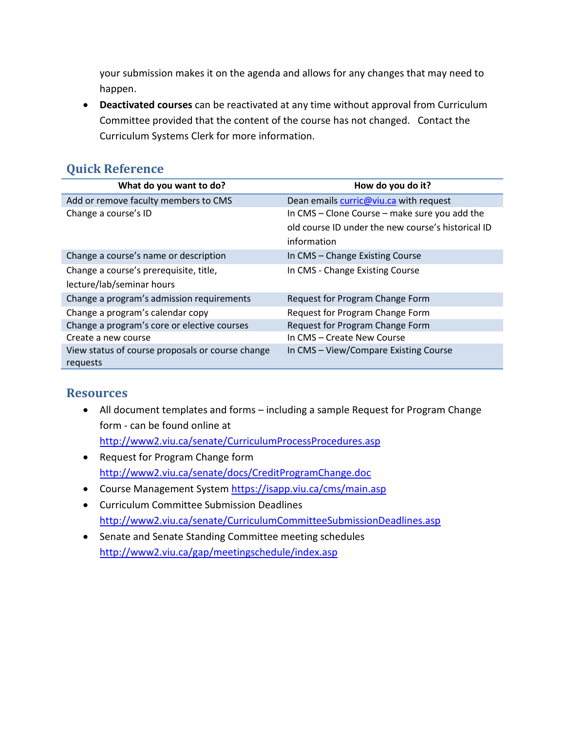your submission makes it on the agenda and allows for any changes that may need to happen.

- **Deactivated courses** can be reactivated at any time without approval from Curriculum Committee provided that the content of the course has not changed. Contact the Curriculum Systems Clerk for more information.

## Quick Reference

| What do you want to do? | How do you do it? |
|---|---|
| Add or remove faculty members to CMS | Dean emails curric@viu.ca with request |
| Change a course's ID | In CMS – Clone Course – make sure you add the old course ID under the new course's historical ID information |
| Change a course's name or description | In CMS – Change Existing Course |
| Change a course's prerequisite, title, lecture/lab/seminar hours | In CMS - Change Existing Course |
| Change a program's admission requirements | Request for Program Change Form |
| Change a program's calendar copy | Request for Program Change Form |
| Change a program's core or elective courses | Request for Program Change Form |
| Create a new course | In CMS – Create New Course |
| View status of course proposals or course change requests | In CMS – View/Compare Existing Course |

## Resources

- All document templates and forms – including a sample Request for Program Change form - can be found online at http://www2.viu.ca/senate/CurriculumProcessProcedures.asp
- Request for Program Change form http://www2.viu.ca/senate/docs/CreditProgramChange.doc
- Course Management System https://isapp.viu.ca/cms/main.asp
- Curriculum Committee Submission Deadlines http://www2.viu.ca/senate/CurriculumCommitteeSubmissionDeadlines.asp
- Senate and Senate Standing Committee meeting schedules http://www2.viu.ca/gap/meetingschedule/index.asp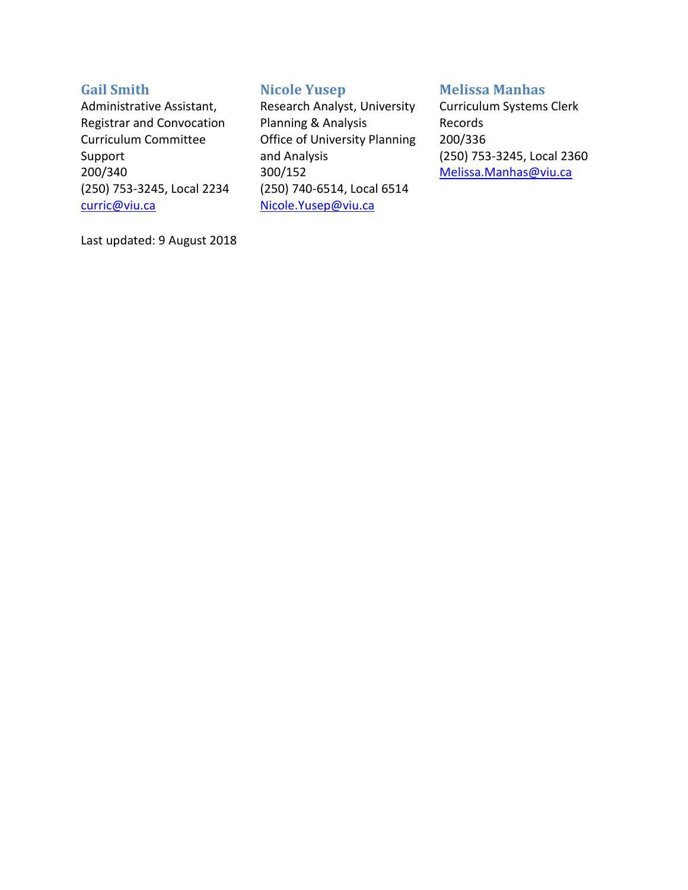### Gail Smith

Administrative Assistant, Registrar and Convocation
Curriculum Committee Support
200/340
(250) 753-3245, Local 2234
curric@viu.ca

### Nicole Yusep

Research Analyst, University Planning & Analysis
Office of University Planning and Analysis
300/152
(250) 740-6514, Local 6514
Nicole.Yusep@viu.ca

### Melissa Manhas

Curriculum Systems Clerk
Records
200/336
(250) 753-3245, Local 2360
Melissa.Manhas@viu.ca

Last updated: 9 August 2018